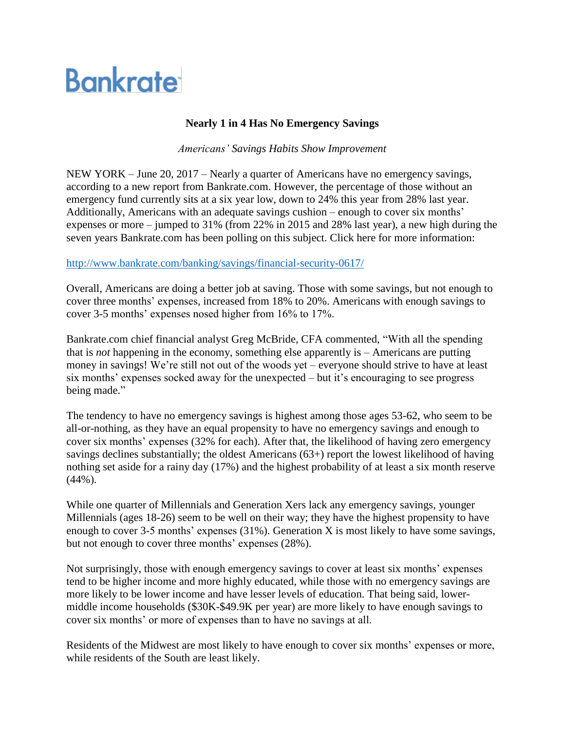Bankrate

**Nearly 1 in 4 Has No Emergency Savings**

*Americans' Savings Habits Show Improvement*

NEW YORK – June 20, 2017 – Nearly a quarter of Americans have no emergency savings, according to a new report from Bankrate.com. However, the percentage of those without an emergency fund currently sits at a six year low, down to 24% this year from 28% last year. Additionally, Americans with an adequate savings cushion – enough to cover six months' expenses or more – jumped to 31% (from 22% in 2015 and 28% last year), a new high during the seven years Bankrate.com has been polling on this subject. Click here for more information:

http://www.bankrate.com/banking/savings/financial-security-0617/

Overall, Americans are doing a better job at saving. Those with some savings, but not enough to cover three months' expenses, increased from 18% to 20%. Americans with enough savings to cover 3-5 months' expenses nosed higher from 16% to 17%.

Bankrate.com chief financial analyst Greg McBride, CFA commented, "With all the spending that is *not* happening in the economy, something else apparently is – Americans are putting money in savings! We're still not out of the woods yet – everyone should strive to have at least six months' expenses socked away for the unexpected – but it's encouraging to see progress being made."

The tendency to have no emergency savings is highest among those ages 53-62, who seem to be all-or-nothing, as they have an equal propensity to have no emergency savings and enough to cover six months' expenses (32% for each). After that, the likelihood of having zero emergency savings declines substantially; the oldest Americans (63+) report the lowest likelihood of having nothing set aside for a rainy day (17%) and the highest probability of at least a six month reserve (44%).

While one quarter of Millennials and Generation Xers lack any emergency savings, younger Millennials (ages 18-26) seem to be well on their way; they have the highest propensity to have enough to cover 3-5 months' expenses (31%). Generation X is most likely to have some savings, but not enough to cover three months' expenses (28%).

Not surprisingly, those with enough emergency savings to cover at least six months' expenses tend to be higher income and more highly educated, while those with no emergency savings are more likely to be lower income and have lesser levels of education. That being said, lower-middle income households ($30K-$49.9K per year) are more likely to have enough savings to cover six months' or more of expenses than to have no savings at all.

Residents of the Midwest are most likely to have enough to cover six months' expenses or more, while residents of the South are least likely.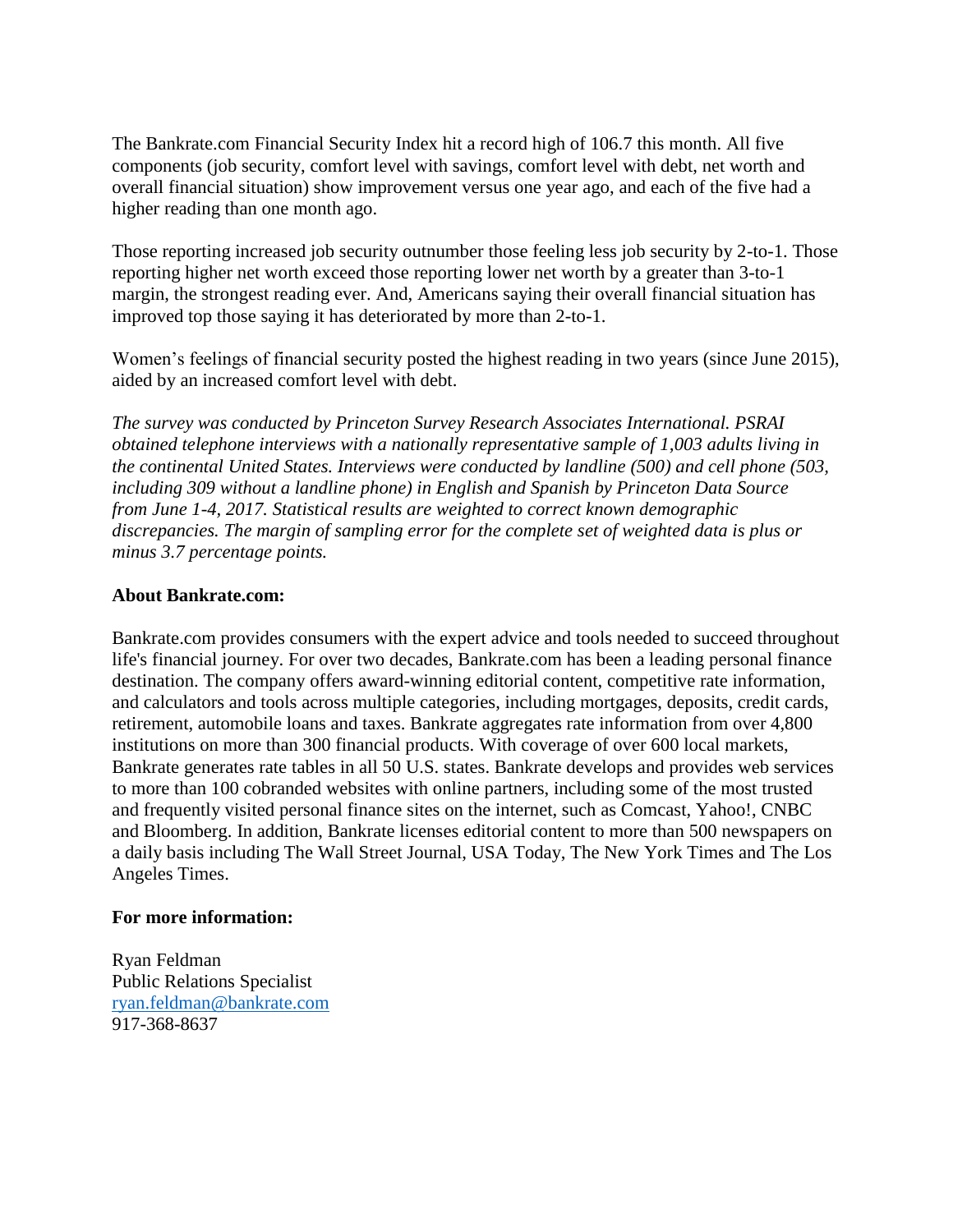The Bankrate.com Financial Security Index hit a record high of 106.7 this month. All five components (job security, comfort level with savings, comfort level with debt, net worth and overall financial situation) show improvement versus one year ago, and each of the five had a higher reading than one month ago.

Those reporting increased job security outnumber those feeling less job security by 2-to-1. Those reporting higher net worth exceed those reporting lower net worth by a greater than 3-to-1 margin, the strongest reading ever. And, Americans saying their overall financial situation has improved top those saying it has deteriorated by more than 2-to-1.

Women's feelings of financial security posted the highest reading in two years (since June 2015), aided by an increased comfort level with debt.

*The survey was conducted by Princeton Survey Research Associates International. PSRAI obtained telephone interviews with a nationally representative sample of 1,003 adults living in the continental United States. Interviews were conducted by landline (500) and cell phone (503, including 309 without a landline phone) in English and Spanish by Princeton Data Source from June 1-4, 2017. Statistical results are weighted to correct known demographic discrepancies. The margin of sampling error for the complete set of weighted data is plus or minus 3.7 percentage points.*

**About Bankrate.com:**

Bankrate.com provides consumers with the expert advice and tools needed to succeed throughout life's financial journey. For over two decades, Bankrate.com has been a leading personal finance destination. The company offers award-winning editorial content, competitive rate information, and calculators and tools across multiple categories, including mortgages, deposits, credit cards, retirement, automobile loans and taxes. Bankrate aggregates rate information from over 4,800 institutions on more than 300 financial products. With coverage of over 600 local markets, Bankrate generates rate tables in all 50 U.S. states. Bankrate develops and provides web services to more than 100 cobranded websites with online partners, including some of the most trusted and frequently visited personal finance sites on the internet, such as Comcast, Yahoo!, CNBC and Bloomberg. In addition, Bankrate licenses editorial content to more than 500 newspapers on a daily basis including The Wall Street Journal, USA Today, The New York Times and The Los Angeles Times.

**For more information:**

Ryan Feldman
Public Relations Specialist
ryan.feldman@bankrate.com
917-368-8637